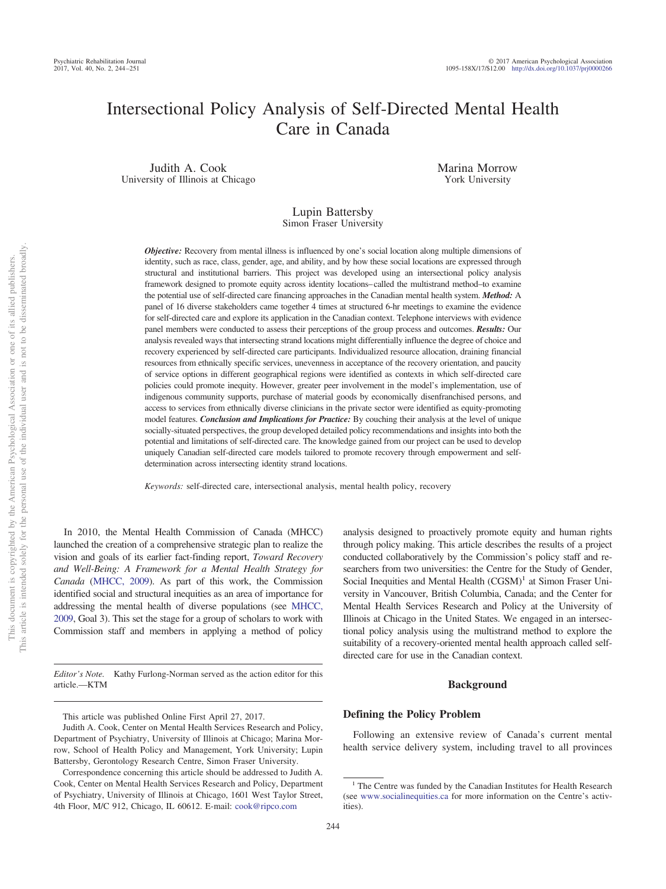# Intersectional Policy Analysis of Self-Directed Mental Health Care in Canada

Judith A. Cook
University of Illinois at Chicago

Marina Morrow
York University

Lupin Battersby
Simon Fraser University

***Objective:*** Recovery from mental illness is influenced by one's social location along multiple dimensions of identity, such as race, class, gender, age, and ability, and by how these social locations are expressed through structural and institutional barriers. This project was developed using an intersectional policy analysis framework designed to promote equity across identity locations–called the multistrand method–to examine the potential use of self-directed care financing approaches in the Canadian mental health system. ***Method:*** A panel of 16 diverse stakeholders came together 4 times at structured 6-hr meetings to examine the evidence for self-directed care and explore its application in the Canadian context. Telephone interviews with evidence panel members were conducted to assess their perceptions of the group process and outcomes. ***Results:*** Our analysis revealed ways that intersecting strand locations might differentially influence the degree of choice and recovery experienced by self-directed care participants. Individualized resource allocation, draining financial resources from ethnically specific services, unevenness in acceptance of the recovery orientation, and paucity of service options in different geographical regions were identified as contexts in which self-directed care policies could promote inequity. However, greater peer involvement in the model's implementation, use of indigenous community supports, purchase of material goods by economically disenfranchised persons, and access to services from ethnically diverse clinicians in the private sector were identified as equity-promoting model features. ***Conclusion and Implications for Practice:*** By couching their analysis at the level of unique socially-situated perspectives, the group developed detailed policy recommendations and insights into both the potential and limitations of self-directed care. The knowledge gained from our project can be used to develop uniquely Canadian self-directed care models tailored to promote recovery through empowerment and self-determination across intersecting identity strand locations.

*Keywords:* self-directed care, intersectional analysis, mental health policy, recovery

In 2010, the Mental Health Commission of Canada (MHCC) launched the creation of a comprehensive strategic plan to realize the vision and goals of its earlier fact-finding report, *Toward Recovery and Well-Being: A Framework for a Mental Health Strategy for Canada* (MHCC, 2009). As part of this work, the Commission identified social and structural inequities as an area of importance for addressing the mental health of diverse populations (see MHCC, 2009, Goal 3). This set the stage for a group of scholars to work with Commission staff and members in applying a method of policy analysis designed to proactively promote equity and human rights through policy making. This article describes the results of a project conducted collaboratively by the Commission's policy staff and researchers from two universities: the Centre for the Study of Gender, Social Inequities and Mental Health (CGSM)[1] at Simon Fraser University in Vancouver, British Columbia, Canada; and the Center for Mental Health Services Research and Policy at the University of Illinois at Chicago in the United States. We engaged in an intersectional policy analysis using the multistrand method to explore the suitability of a recovery-oriented mental health approach called self-directed care for use in the Canadian context.

*Editor's Note.* Kathy Furlong-Norman served as the action editor for this article.—KTM

This article was published Online First April 27, 2017.

Judith A. Cook, Center on Mental Health Services Research and Policy, Department of Psychiatry, University of Illinois at Chicago; Marina Morrow, School of Health Policy and Management, York University; Lupin Battersby, Gerontology Research Centre, Simon Fraser University.

Correspondence concerning this article should be addressed to Judith A. Cook, Center on Mental Health Services Research and Policy, Department of Psychiatry, University of Illinois at Chicago, 1601 West Taylor Street, 4th Floor, M/C 912, Chicago, IL 60612. E-mail: cook@ripco.com

## Background

### Defining the Policy Problem

Following an extensive review of Canada's current mental health service delivery system, including travel to all provinces

[1] The Centre was funded by the Canadian Institutes for Health Research (see www.socialinequities.ca for more information on the Centre's activities).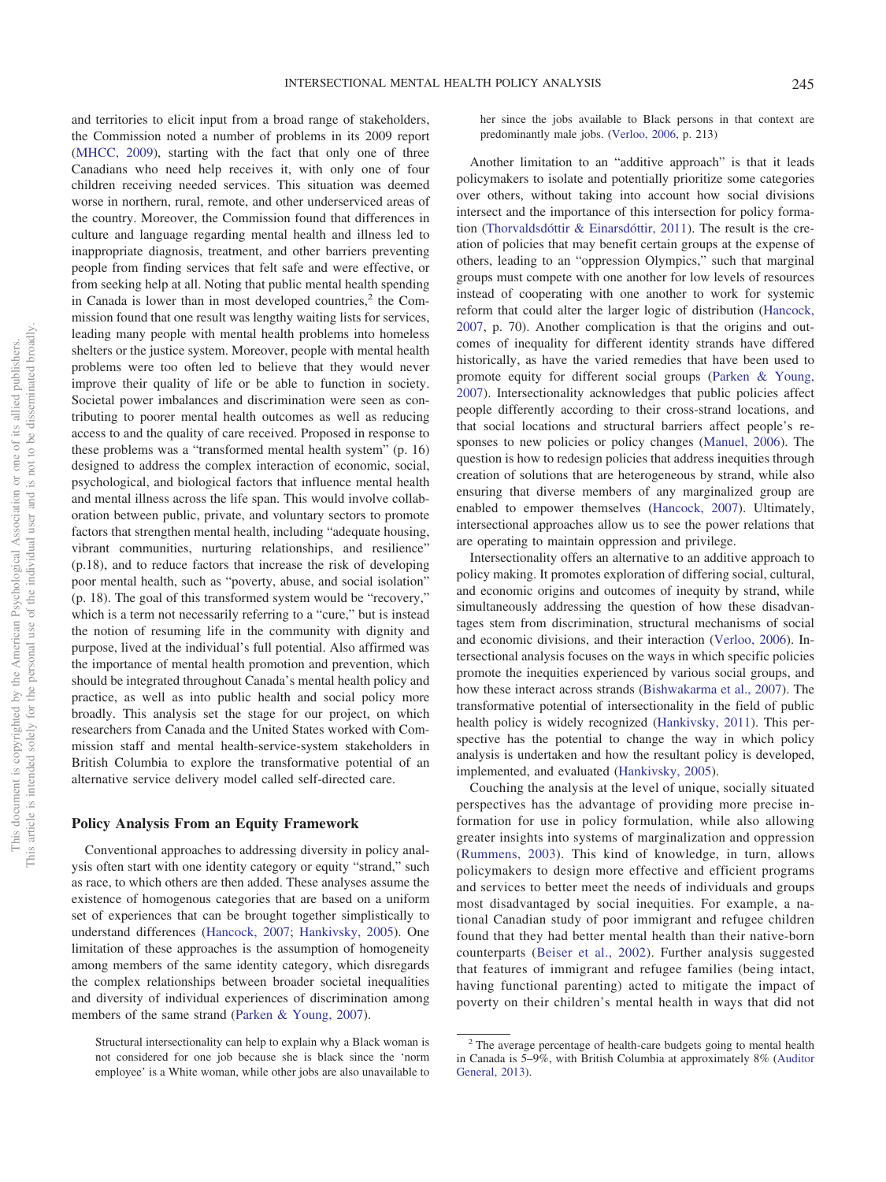and territories to elicit input from a broad range of stakeholders, the Commission noted a number of problems in its 2009 report (MHCC, 2009), starting with the fact that only one of three Canadians who need help receives it, with only one of four children receiving needed services. This situation was deemed worse in northern, rural, remote, and other underserviced areas of the country. Moreover, the Commission found that differences in culture and language regarding mental health and illness led to inappropriate diagnosis, treatment, and other barriers preventing people from finding services that felt safe and were effective, or from seeking help at all. Noting that public mental health spending in Canada is lower than in most developed countries,[2] the Commission found that one result was lengthy waiting lists for services, leading many people with mental health problems into homeless shelters or the justice system. Moreover, people with mental health problems were too often led to believe that they would never improve their quality of life or be able to function in society. Societal power imbalances and discrimination were seen as contributing to poorer mental health outcomes as well as reducing access to and the quality of care received. Proposed in response to these problems was a "transformed mental health system" (p. 16) designed to address the complex interaction of economic, social, psychological, and biological factors that influence mental health and mental illness across the life span. This would involve collaboration between public, private, and voluntary sectors to promote factors that strengthen mental health, including "adequate housing, vibrant communities, nurturing relationships, and resilience" (p.18), and to reduce factors that increase the risk of developing poor mental health, such as "poverty, abuse, and social isolation" (p. 18). The goal of this transformed system would be "recovery," which is a term not necessarily referring to a "cure," but is instead the notion of resuming life in the community with dignity and purpose, lived at the individual's full potential. Also affirmed was the importance of mental health promotion and prevention, which should be integrated throughout Canada's mental health policy and practice, as well as into public health and social policy more broadly. This analysis set the stage for our project, on which researchers from Canada and the United States worked with Commission staff and mental health-service-system stakeholders in British Columbia to explore the transformative potential of an alternative service delivery model called self-directed care.

## Policy Analysis From an Equity Framework

Conventional approaches to addressing diversity in policy analysis often start with one identity category or equity "strand," such as race, to which others are then added. These analyses assume the existence of homogenous categories that are based on a uniform set of experiences that can be brought together simplistically to understand differences (Hancock, 2007; Hankivsky, 2005). One limitation of these approaches is the assumption of homogeneity among members of the same identity category, which disregards the complex relationships between broader societal inequalities and diversity of individual experiences of discrimination among members of the same strand (Parken & Young, 2007).

> Structural intersectionality can help to explain why a Black woman is not considered for one job because she is black since the 'norm employee' is a White woman, while other jobs are also unavailable to her since the jobs available to Black persons in that context are predominantly male jobs. (Verloo, 2006, p. 213)

Another limitation to an "additive approach" is that it leads policymakers to isolate and potentially prioritize some categories over others, without taking into account how social divisions intersect and the importance of this intersection for policy formation (Thorvaldsdóttir & Einarsdóttir, 2011). The result is the creation of policies that may benefit certain groups at the expense of others, leading to an "oppression Olympics," such that marginal groups must compete with one another for low levels of resources instead of cooperating with one another to work for systemic reform that could alter the larger logic of distribution (Hancock, 2007, p. 70). Another complication is that the origins and outcomes of inequality for different identity strands have differed historically, as have the varied remedies that have been used to promote equity for different social groups (Parken & Young, 2007). Intersectionality acknowledges that public policies affect people differently according to their cross-strand locations, and that social locations and structural barriers affect people's responses to new policies or policy changes (Manuel, 2006). The question is how to redesign policies that address inequities through creation of solutions that are heterogeneous by strand, while also ensuring that diverse members of any marginalized group are enabled to empower themselves (Hancock, 2007). Ultimately, intersectional approaches allow us to see the power relations that are operating to maintain oppression and privilege.

Intersectionality offers an alternative to an additive approach to policy making. It promotes exploration of differing social, cultural, and economic origins and outcomes of inequity by strand, while simultaneously addressing the question of how these disadvantages stem from discrimination, structural mechanisms of social and economic divisions, and their interaction (Verloo, 2006). Intersectional analysis focuses on the ways in which specific policies promote the inequities experienced by various social groups, and how these interact across strands (Bishwakarma et al., 2007). The transformative potential of intersectionality in the field of public health policy is widely recognized (Hankivsky, 2011). This perspective has the potential to change the way in which policy analysis is undertaken and how the resultant policy is developed, implemented, and evaluated (Hankivsky, 2005).

Couching the analysis at the level of unique, socially situated perspectives has the advantage of providing more precise information for use in policy formulation, while also allowing greater insights into systems of marginalization and oppression (Rummens, 2003). This kind of knowledge, in turn, allows policymakers to design more effective and efficient programs and services to better meet the needs of individuals and groups most disadvantaged by social inequities. For example, a national Canadian study of poor immigrant and refugee children found that they had better mental health than their native-born counterparts (Beiser et al., 2002). Further analysis suggested that features of immigrant and refugee families (being intact, having functional parenting) acted to mitigate the impact of poverty on their children's mental health in ways that did not

---

[2] The average percentage of health-care budgets going to mental health in Canada is 5–9%, with British Columbia at approximately 8% (Auditor General, 2013).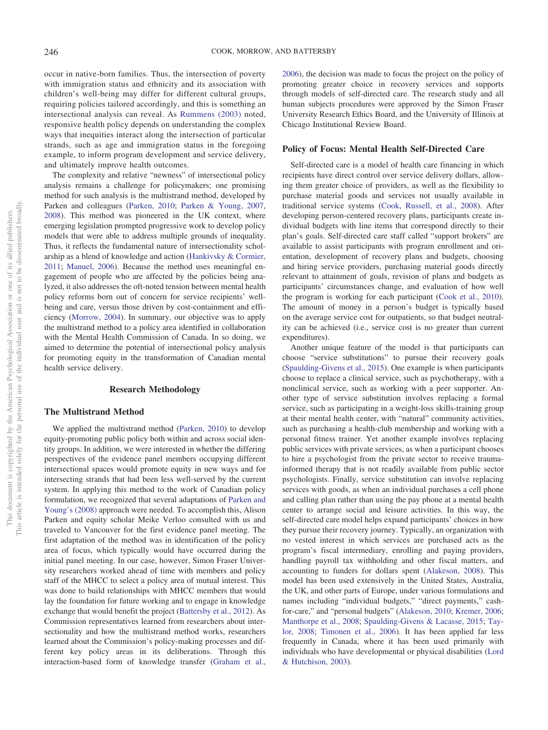occur in native-born families. Thus, the intersection of poverty with immigration status and ethnicity and its association with children's well-being may differ for different cultural groups, requiring policies tailored accordingly, and this is something an intersectional analysis can reveal. As Rummens (2003) noted, responsive health policy depends on understanding the complex ways that inequities interact along the intersection of particular strands, such as age and immigration status in the foregoing example, to inform program development and service delivery, and ultimately improve health outcomes.

The complexity and relative "newness" of intersectional policy analysis remains a challenge for policymakers; one promising method for such analysis is the multistrand method, developed by Parken and colleagues (Parken, 2010; Parken & Young, 2007, 2008). This method was pioneered in the UK context, where emerging legislation prompted progressive work to develop policy models that were able to address multiple grounds of inequality. Thus, it reflects the fundamental nature of intersectionality scholarship as a blend of knowledge and action (Hankivsky & Cormier, 2011; Manuel, 2006). Because the method uses meaningful engagement of people who are affected by the policies being analyzed, it also addresses the oft-noted tension between mental health policy reforms born out of concern for service recipients' well-being and care, versus those driven by cost-containment and efficiency (Morrow, 2004). In summary, our objective was to apply the multistrand method to a policy area identified in collaboration with the Mental Health Commission of Canada. In so doing, we aimed to determine the potential of intersectional policy analysis for promoting equity in the transformation of Canadian mental health service delivery.

## Research Methodology

### The Multistrand Method

We applied the multistrand method (Parken, 2010) to develop equity-promoting public policy both within and across social identity groups. In addition, we were interested in whether the differing perspectives of the evidence panel members occupying different intersectional spaces would promote equity in new ways and for intersecting strands that had been less well-served by the current system. In applying this method to the work of Canadian policy formulation, we recognized that several adaptations of Parken and Young's (2008) approach were needed. To accomplish this, Alison Parken and equity scholar Meike Verloo consulted with us and traveled to Vancouver for the first evidence panel meeting. The first adaptation of the method was in identification of the policy area of focus, which typically would have occurred during the initial panel meeting. In our case, however, Simon Fraser University researchers worked ahead of time with members and policy staff of the MHCC to select a policy area of mutual interest. This was done to build relationships with MHCC members that would lay the foundation for future working and to engage in knowledge exchange that would benefit the project (Battersby et al., 2012). As Commission representatives learned from researchers about intersectionality and how the multistrand method works, researchers learned about the Commission's policy-making processes and different key policy areas in its deliberations. Through this interaction-based form of knowledge transfer (Graham et al., 2006), the decision was made to focus the project on the policy of promoting greater choice in recovery services and supports through models of self-directed care. The research study and all human subjects procedures were approved by the Simon Fraser University Research Ethics Board, and the University of Illinois at Chicago Institutional Review Board.

### Policy of Focus: Mental Health Self-Directed Care

Self-directed care is a model of health care financing in which recipients have direct control over service delivery dollars, allowing them greater choice of providers, as well as the flexibility to purchase material goods and services not usually available in traditional service systems (Cook, Russell, et al., 2008). After developing person-centered recovery plans, participants create individual budgets with line items that correspond directly to their plan's goals. Self-directed care staff called "support brokers" are available to assist participants with program enrollment and orientation, development of recovery plans and budgets, choosing and hiring service providers, purchasing material goods directly relevant to attainment of goals, revision of plans and budgets as participants' circumstances change, and evaluation of how well the program is working for each participant (Cook et al., 2010). The amount of money in a person's budget is typically based on the average service cost for outpatients, so that budget neutrality can be achieved (i.e., service cost is no greater than current expenditures).

Another unique feature of the model is that participants can choose "service substitutions" to pursue their recovery goals (Spaulding-Givens et al., 2015). One example is when participants choose to replace a clinical service, such as psychotherapy, with a nonclinical service, such as working with a peer supporter. Another type of service substitution involves replacing a formal service, such as participating in a weight-loss skills-training group at their mental health center, with "natural" community activities, such as purchasing a health-club membership and working with a personal fitness trainer. Yet another example involves replacing public services with private services, as when a participant chooses to hire a psychologist from the private sector to receive trauma-informed therapy that is not readily available from public sector psychologists. Finally, service substitution can involve replacing services with goods, as when an individual purchases a cell phone and calling plan rather than using the pay phone at a mental health center to arrange social and leisure activities. In this way, the self-directed care model helps expand participants' choices in how they pursue their recovery journey. Typically, an organization with no vested interest in which services are purchased acts as the program's fiscal intermediary, enrolling and paying providers, handling payroll tax withholding and other fiscal matters, and accounting to funders for dollars spent (Alakeson, 2008). This model has been used extensively in the United States, Australia, the UK, and other parts of Europe, under various formulations and names including "individual budgets," "direct payments," cash-for-care," and "personal budgets" (Alakeson, 2010; Kremer, 2006; Manthorpe et al., 2008; Spaulding-Givens & Lacasse, 2015; Taylor, 2008; Timonen et al., 2006). It has been applied far less frequently in Canada, where it has been used primarily with individuals who have developmental or physical disabilities (Lord & Hutchison, 2003).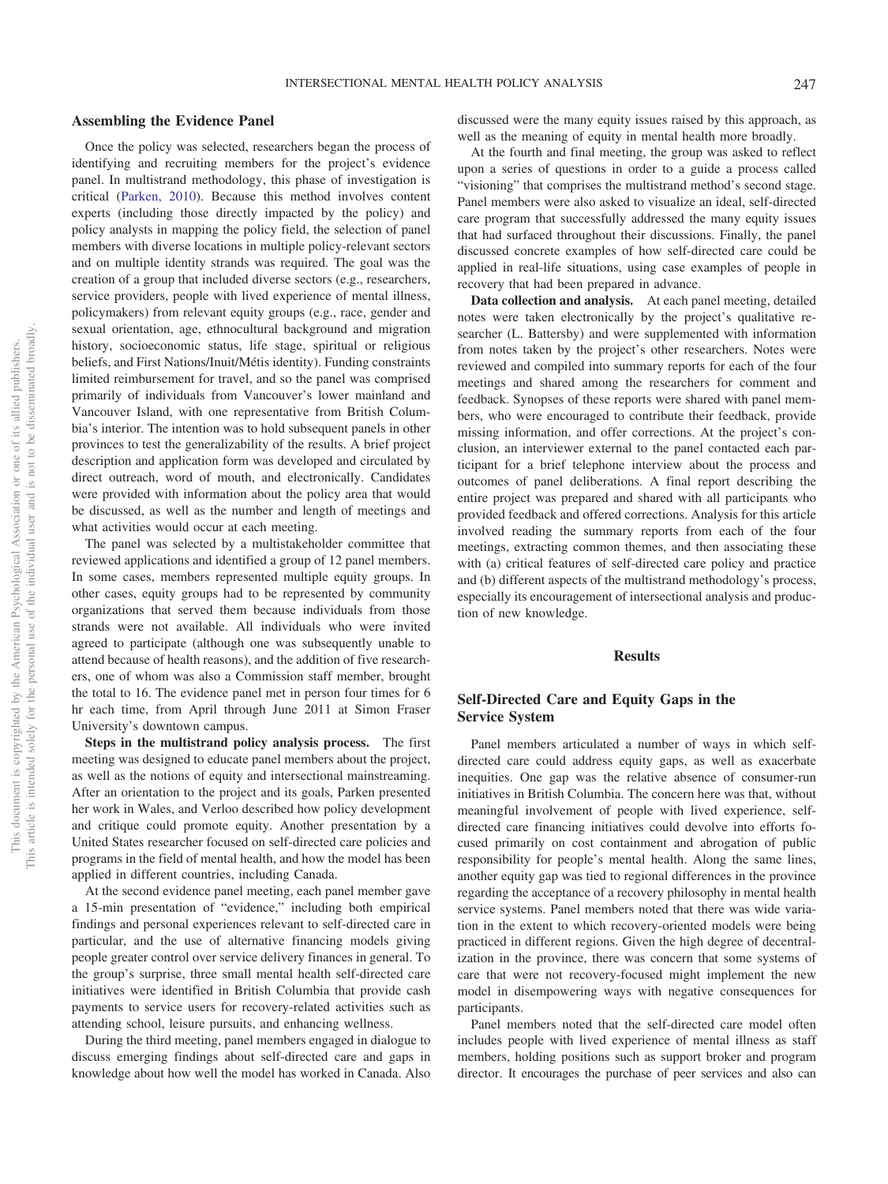## Assembling the Evidence Panel

Once the policy was selected, researchers began the process of identifying and recruiting members for the project's evidence panel. In multistrand methodology, this phase of investigation is critical (Parken, 2010). Because this method involves content experts (including those directly impacted by the policy) and policy analysts in mapping the policy field, the selection of panel members with diverse locations in multiple policy-relevant sectors and on multiple identity strands was required. The goal was the creation of a group that included diverse sectors (e.g., researchers, service providers, people with lived experience of mental illness, policymakers) from relevant equity groups (e.g., race, gender and sexual orientation, age, ethnocultural background and migration history, socioeconomic status, life stage, spiritual or religious beliefs, and First Nations/Inuit/Métis identity). Funding constraints limited reimbursement for travel, and so the panel was comprised primarily of individuals from Vancouver's lower mainland and Vancouver Island, with one representative from British Columbia's interior. The intention was to hold subsequent panels in other provinces to test the generalizability of the results. A brief project description and application form was developed and circulated by direct outreach, word of mouth, and electronically. Candidates were provided with information about the policy area that would be discussed, as well as the number and length of meetings and what activities would occur at each meeting.

The panel was selected by a multistakeholder committee that reviewed applications and identified a group of 12 panel members. In some cases, members represented multiple equity groups. In other cases, equity groups had to be represented by community organizations that served them because individuals from those strands were not available. All individuals who were invited agreed to participate (although one was subsequently unable to attend because of health reasons), and the addition of five researchers, one of whom was also a Commission staff member, brought the total to 16. The evidence panel met in person four times for 6 hr each time, from April through June 2011 at Simon Fraser University's downtown campus.

**Steps in the multistrand policy analysis process.** The first meeting was designed to educate panel members about the project, as well as the notions of equity and intersectional mainstreaming. After an orientation to the project and its goals, Parken presented her work in Wales, and Verloo described how policy development and critique could promote equity. Another presentation by a United States researcher focused on self-directed care policies and programs in the field of mental health, and how the model has been applied in different countries, including Canada.

At the second evidence panel meeting, each panel member gave a 15-min presentation of "evidence," including both empirical findings and personal experiences relevant to self-directed care in particular, and the use of alternative financing models giving people greater control over service delivery finances in general. To the group's surprise, three small mental health self-directed care initiatives were identified in British Columbia that provide cash payments to service users for recovery-related activities such as attending school, leisure pursuits, and enhancing wellness.

During the third meeting, panel members engaged in dialogue to discuss emerging findings about self-directed care and gaps in knowledge about how well the model has worked in Canada. Also discussed were the many equity issues raised by this approach, as well as the meaning of equity in mental health more broadly.

At the fourth and final meeting, the group was asked to reflect upon a series of questions in order to a guide a process called "visioning" that comprises the multistrand method's second stage. Panel members were also asked to visualize an ideal, self-directed care program that successfully addressed the many equity issues that had surfaced throughout their discussions. Finally, the panel discussed concrete examples of how self-directed care could be applied in real-life situations, using case examples of people in recovery that had been prepared in advance.

**Data collection and analysis.** At each panel meeting, detailed notes were taken electronically by the project's qualitative researcher (L. Battersby) and were supplemented with information from notes taken by the project's other researchers. Notes were reviewed and compiled into summary reports for each of the four meetings and shared among the researchers for comment and feedback. Synopses of these reports were shared with panel members, who were encouraged to contribute their feedback, provide missing information, and offer corrections. At the project's conclusion, an interviewer external to the panel contacted each participant for a brief telephone interview about the process and outcomes of panel deliberations. A final report describing the entire project was prepared and shared with all participants who provided feedback and offered corrections. Analysis for this article involved reading the summary reports from each of the four meetings, extracting common themes, and then associating these with (a) critical features of self-directed care policy and practice and (b) different aspects of the multistrand methodology's process, especially its encouragement of intersectional analysis and production of new knowledge.

# Results

## Self-Directed Care and Equity Gaps in the Service System

Panel members articulated a number of ways in which self-directed care could address equity gaps, as well as exacerbate inequities. One gap was the relative absence of consumer-run initiatives in British Columbia. The concern here was that, without meaningful involvement of people with lived experience, self-directed care financing initiatives could devolve into efforts focused primarily on cost containment and abrogation of public responsibility for people's mental health. Along the same lines, another equity gap was tied to regional differences in the province regarding the acceptance of a recovery philosophy in mental health service systems. Panel members noted that there was wide variation in the extent to which recovery-oriented models were being practiced in different regions. Given the high degree of decentralization in the province, there was concern that some systems of care that were not recovery-focused might implement the new model in disempowering ways with negative consequences for participants.

Panel members noted that the self-directed care model often includes people with lived experience of mental illness as staff members, holding positions such as support broker and program director. It encourages the purchase of peer services and also can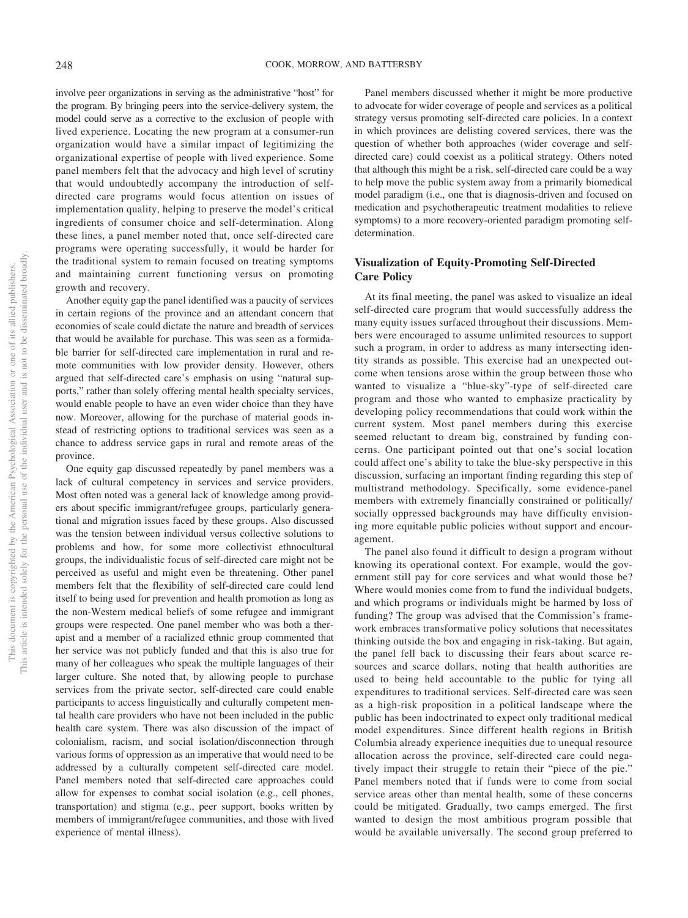involve peer organizations in serving as the administrative "host" for the program. By bringing peers into the service-delivery system, the model could serve as a corrective to the exclusion of people with lived experience. Locating the new program at a consumer-run organization would have a similar impact of legitimizing the organizational expertise of people with lived experience. Some panel members felt that the advocacy and high level of scrutiny that would undoubtedly accompany the introduction of self-directed care programs would focus attention on issues of implementation quality, helping to preserve the model's critical ingredients of consumer choice and self-determination. Along these lines, a panel member noted that, once self-directed care programs were operating successfully, it would be harder for the traditional system to remain focused on treating symptoms and maintaining current functioning versus on promoting growth and recovery.

Another equity gap the panel identified was a paucity of services in certain regions of the province and an attendant concern that economies of scale could dictate the nature and breadth of services that would be available for purchase. This was seen as a formidable barrier for self-directed care implementation in rural and remote communities with low provider density. However, others argued that self-directed care's emphasis on using "natural supports," rather than solely offering mental health specialty services, would enable people to have an even wider choice than they have now. Moreover, allowing for the purchase of material goods instead of restricting options to traditional services was seen as a chance to address service gaps in rural and remote areas of the province.

One equity gap discussed repeatedly by panel members was a lack of cultural competency in services and service providers. Most often noted was a general lack of knowledge among providers about specific immigrant/refugee groups, particularly generational and migration issues faced by these groups. Also discussed was the tension between individual versus collective solutions to problems and how, for some more collectivist ethnocultural groups, the individualistic focus of self-directed care might not be perceived as useful and might even be threatening. Other panel members felt that the flexibility of self-directed care could lend itself to being used for prevention and health promotion as long as the non-Western medical beliefs of some refugee and immigrant groups were respected. One panel member who was both a therapist and a member of a racialized ethnic group commented that her service was not publicly funded and that this is also true for many of her colleagues who speak the multiple languages of their larger culture. She noted that, by allowing people to purchase services from the private sector, self-directed care could enable participants to access linguistically and culturally competent mental health care providers who have not been included in the public health care system. There was also discussion of the impact of colonialism, racism, and social isolation/disconnection through various forms of oppression as an imperative that would need to be addressed by a culturally competent self-directed care model. Panel members noted that self-directed care approaches could allow for expenses to combat social isolation (e.g., cell phones, transportation) and stigma (e.g., peer support, books written by members of immigrant/refugee communities, and those with lived experience of mental illness).

Panel members discussed whether it might be more productive to advocate for wider coverage of people and services as a political strategy versus promoting self-directed care policies. In a context in which provinces are delisting covered services, there was the question of whether both approaches (wider coverage and self-directed care) could coexist as a political strategy. Others noted that although this might be a risk, self-directed care could be a way to help move the public system away from a primarily biomedical model paradigm (i.e., one that is diagnosis-driven and focused on medication and psychotherapeutic treatment modalities to relieve symptoms) to a more recovery-oriented paradigm promoting self-determination.

## Visualization of Equity-Promoting Self-Directed Care Policy

At its final meeting, the panel was asked to visualize an ideal self-directed care program that would successfully address the many equity issues surfaced throughout their discussions. Members were encouraged to assume unlimited resources to support such a program, in order to address as many intersecting identity strands as possible. This exercise had an unexpected outcome when tensions arose within the group between those who wanted to visualize a "blue-sky"-type of self-directed care program and those who wanted to emphasize practicality by developing policy recommendations that could work within the current system. Most panel members during this exercise seemed reluctant to dream big, constrained by funding concerns. One participant pointed out that one's social location could affect one's ability to take the blue-sky perspective in this discussion, surfacing an important finding regarding this step of multistrand methodology. Specifically, some evidence-panel members with extremely financially constrained or politically/socially oppressed backgrounds may have difficulty envisioning more equitable public policies without support and encouragement.

The panel also found it difficult to design a program without knowing its operational context. For example, would the government still pay for core services and what would those be? Where would monies come from to fund the individual budgets, and which programs or individuals might be harmed by loss of funding? The group was advised that the Commission's framework embraces transformative policy solutions that necessitates thinking outside the box and engaging in risk-taking. But again, the panel fell back to discussing their fears about scarce resources and scarce dollars, noting that health authorities are used to being held accountable to the public for tying all expenditures to traditional services. Self-directed care was seen as a high-risk proposition in a political landscape where the public has been indoctrinated to expect only traditional medical model expenditures. Since different health regions in British Columbia already experience inequities due to unequal resource allocation across the province, self-directed care could negatively impact their struggle to retain their "piece of the pie." Panel members noted that if funds were to come from social service areas other than mental health, some of these concerns could be mitigated. Gradually, two camps emerged. The first wanted to design the most ambitious program possible that would be available universally. The second group preferred to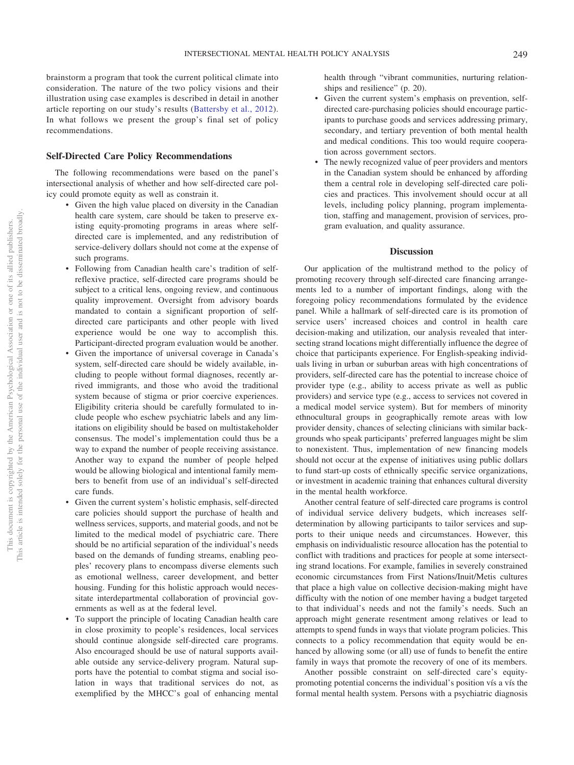brainstorm a program that took the current political climate into consideration. The nature of the two policy visions and their illustration using case examples is described in detail in another article reporting on our study's results (Battersby et al., 2012). In what follows we present the group's final set of policy recommendations.

## Self-Directed Care Policy Recommendations

The following recommendations were based on the panel's intersectional analysis of whether and how self-directed care policy could promote equity as well as constrain it.

- Given the high value placed on diversity in the Canadian health care system, care should be taken to preserve existing equity-promoting programs in areas where self-directed care is implemented, and any redistribution of service-delivery dollars should not come at the expense of such programs.
- Following from Canadian health care's tradition of self-reflexive practice, self-directed care programs should be subject to a critical lens, ongoing review, and continuous quality improvement. Oversight from advisory boards mandated to contain a significant proportion of self-directed care participants and other people with lived experience would be one way to accomplish this. Participant-directed program evaluation would be another.
- Given the importance of universal coverage in Canada's system, self-directed care should be widely available, including to people without formal diagnoses, recently arrived immigrants, and those who avoid the traditional system because of stigma or prior coercive experiences. Eligibility criteria should be carefully formulated to include people who eschew psychiatric labels and any limitations on eligibility should be based on multistakeholder consensus. The model's implementation could thus be a way to expand the number of people receiving assistance. Another way to expand the number of people helped would be allowing biological and intentional family members to benefit from use of an individual's self-directed care funds.
- Given the current system's holistic emphasis, self-directed care policies should support the purchase of health and wellness services, supports, and material goods, and not be limited to the medical model of psychiatric care. There should be no artificial separation of the individual's needs based on the demands of funding streams, enabling peoples' recovery plans to encompass diverse elements such as emotional wellness, career development, and better housing. Funding for this holistic approach would necessitate interdepartmental collaboration of provincial governments as well as at the federal level.
- To support the principle of locating Canadian health care in close proximity to people's residences, local services should continue alongside self-directed care programs. Also encouraged should be use of natural supports available outside any service-delivery program. Natural supports have the potential to combat stigma and social isolation in ways that traditional services do not, as exemplified by the MHCC's goal of enhancing mental health through "vibrant communities, nurturing relationships and resilience" (p. 20).
- Given the current system's emphasis on prevention, self-directed care-purchasing policies should encourage participants to purchase goods and services addressing primary, secondary, and tertiary prevention of both mental health and medical conditions. This too would require cooperation across government sectors.
- The newly recognized value of peer providers and mentors in the Canadian system should be enhanced by affording them a central role in developing self-directed care policies and practices. This involvement should occur at all levels, including policy planning, program implementation, staffing and management, provision of services, program evaluation, and quality assurance.

## Discussion

Our application of the multistrand method to the policy of promoting recovery through self-directed care financing arrangements led to a number of important findings, along with the foregoing policy recommendations formulated by the evidence panel. While a hallmark of self-directed care is its promotion of service users' increased choices and control in health care decision-making and utilization, our analysis revealed that intersecting strand locations might differentially influence the degree of choice that participants experience. For English-speaking individuals living in urban or suburban areas with high concentrations of providers, self-directed care has the potential to increase choice of provider type (e.g., ability to access private as well as public providers) and service type (e.g., access to services not covered in a medical model service system). But for members of minority ethnocultural groups in geographically remote areas with low provider density, chances of selecting clinicians with similar backgrounds who speak participants' preferred languages might be slim to nonexistent. Thus, implementation of new financing models should not occur at the expense of initiatives using public dollars to fund start-up costs of ethnically specific service organizations, or investment in academic training that enhances cultural diversity in the mental health workforce.

Another central feature of self-directed care programs is control of individual service delivery budgets, which increases self-determination by allowing participants to tailor services and supports to their unique needs and circumstances. However, this emphasis on individualistic resource allocation has the potential to conflict with traditions and practices for people at some intersecting strand locations. For example, families in severely constrained economic circumstances from First Nations/Inuit/Metis cultures that place a high value on collective decision-making might have difficulty with the notion of one member having a budget targeted to that individual's needs and not the family's needs. Such an approach might generate resentment among relatives or lead to attempts to spend funds in ways that violate program policies. This connects to a policy recommendation that equity would be enhanced by allowing some (or all) use of funds to benefit the entire family in ways that promote the recovery of one of its members.

Another possible constraint on self-directed care's equity-promoting potential concerns the individual's position vís a vís the formal mental health system. Persons with a psychiatric diagnosis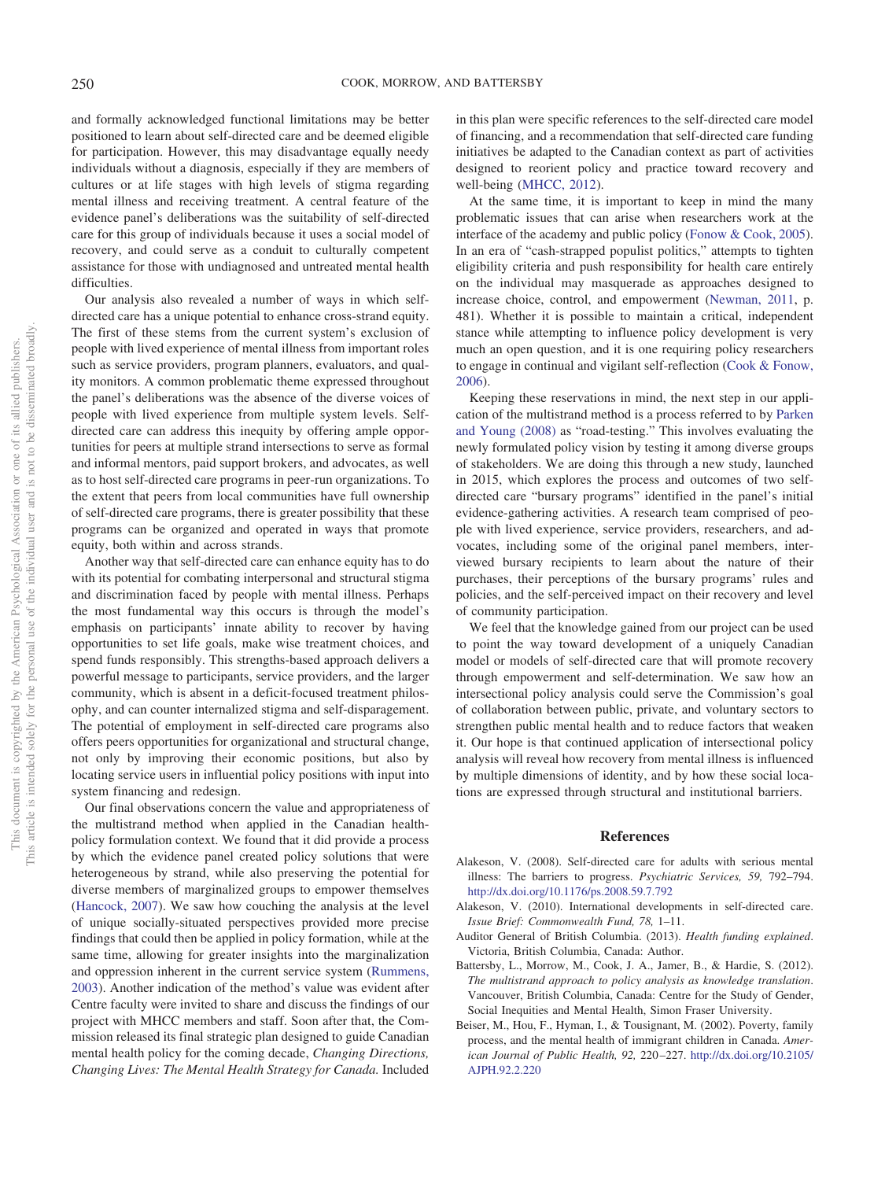and formally acknowledged functional limitations may be better positioned to learn about self-directed care and be deemed eligible for participation. However, this may disadvantage equally needy individuals without a diagnosis, especially if they are members of cultures or at life stages with high levels of stigma regarding mental illness and receiving treatment. A central feature of the evidence panel's deliberations was the suitability of self-directed care for this group of individuals because it uses a social model of recovery, and could serve as a conduit to culturally competent assistance for those with undiagnosed and untreated mental health difficulties.

Our analysis also revealed a number of ways in which self-directed care has a unique potential to enhance cross-strand equity. The first of these stems from the current system's exclusion of people with lived experience of mental illness from important roles such as service providers, program planners, evaluators, and quality monitors. A common problematic theme expressed throughout the panel's deliberations was the absence of the diverse voices of people with lived experience from multiple system levels. Self-directed care can address this inequity by offering ample opportunities for peers at multiple strand intersections to serve as formal and informal mentors, paid support brokers, and advocates, as well as to host self-directed care programs in peer-run organizations. To the extent that peers from local communities have full ownership of self-directed care programs, there is greater possibility that these programs can be organized and operated in ways that promote equity, both within and across strands.

Another way that self-directed care can enhance equity has to do with its potential for combating interpersonal and structural stigma and discrimination faced by people with mental illness. Perhaps the most fundamental way this occurs is through the model's emphasis on participants' innate ability to recover by having opportunities to set life goals, make wise treatment choices, and spend funds responsibly. This strengths-based approach delivers a powerful message to participants, service providers, and the larger community, which is absent in a deficit-focused treatment philosophy, and can counter internalized stigma and self-disparagement. The potential of employment in self-directed care programs also offers peers opportunities for organizational and structural change, not only by improving their economic positions, but also by locating service users in influential policy positions with input into system financing and redesign.

Our final observations concern the value and appropriateness of the multistrand method when applied in the Canadian health-policy formulation context. We found that it did provide a process by which the evidence panel created policy solutions that were heterogeneous by strand, while also preserving the potential for diverse members of marginalized groups to empower themselves (Hancock, 2007). We saw how couching the analysis at the level of unique socially-situated perspectives provided more precise findings that could then be applied in policy formation, while at the same time, allowing for greater insights into the marginalization and oppression inherent in the current service system (Rummens, 2003). Another indication of the method's value was evident after Centre faculty were invited to share and discuss the findings of our project with MHCC members and staff. Soon after that, the Commission released its final strategic plan designed to guide Canadian mental health policy for the coming decade, *Changing Directions, Changing Lives: The Mental Health Strategy for Canada.* Included in this plan were specific references to the self-directed care model of financing, and a recommendation that self-directed care funding initiatives be adapted to the Canadian context as part of activities designed to reorient policy and practice toward recovery and well-being (MHCC, 2012).

At the same time, it is important to keep in mind the many problematic issues that can arise when researchers work at the interface of the academy and public policy (Fonow & Cook, 2005). In an era of "cash-strapped populist politics," attempts to tighten eligibility criteria and push responsibility for health care entirely on the individual may masquerade as approaches designed to increase choice, control, and empowerment (Newman, 2011, p. 481). Whether it is possible to maintain a critical, independent stance while attempting to influence policy development is very much an open question, and it is one requiring policy researchers to engage in continual and vigilant self-reflection (Cook & Fonow, 2006).

Keeping these reservations in mind, the next step in our application of the multistrand method is a process referred to by Parken and Young (2008) as "road-testing." This involves evaluating the newly formulated policy vision by testing it among diverse groups of stakeholders. We are doing this through a new study, launched in 2015, which explores the process and outcomes of two self-directed care "bursary programs" identified in the panel's initial evidence-gathering activities. A research team comprised of people with lived experience, service providers, researchers, and advocates, including some of the original panel members, interviewed bursary recipients to learn about the nature of their purchases, their perceptions of the bursary programs' rules and policies, and the self-perceived impact on their recovery and level of community participation.

We feel that the knowledge gained from our project can be used to point the way toward development of a uniquely Canadian model or models of self-directed care that will promote recovery through empowerment and self-determination. We saw how an intersectional policy analysis could serve the Commission's goal of collaboration between public, private, and voluntary sectors to strengthen public mental health and to reduce factors that weaken it. Our hope is that continued application of intersectional policy analysis will reveal how recovery from mental illness is influenced by multiple dimensions of identity, and by how these social locations are expressed through structural and institutional barriers.

## References

Alakeson, V. (2008). Self-directed care for adults with serious mental illness: The barriers to progress. *Psychiatric Services, 59,* 792–794. http://dx.doi.org/10.1176/ps.2008.59.7.792

Alakeson, V. (2010). International developments in self-directed care. *Issue Brief: Commonwealth Fund, 78,* 1–11.

Auditor General of British Columbia. (2013). *Health funding explained*. Victoria, British Columbia, Canada: Author.

Battersby, L., Morrow, M., Cook, J. A., Jamer, B., & Hardie, S. (2012). *The multistrand approach to policy analysis as knowledge translation*. Vancouver, British Columbia, Canada: Centre for the Study of Gender, Social Inequities and Mental Health, Simon Fraser University.

Beiser, M., Hou, F., Hyman, I., & Tousignant, M. (2002). Poverty, family process, and the mental health of immigrant children in Canada. *American Journal of Public Health, 92,* 220–227. http://dx.doi.org/10.2105/AJPH.92.2.220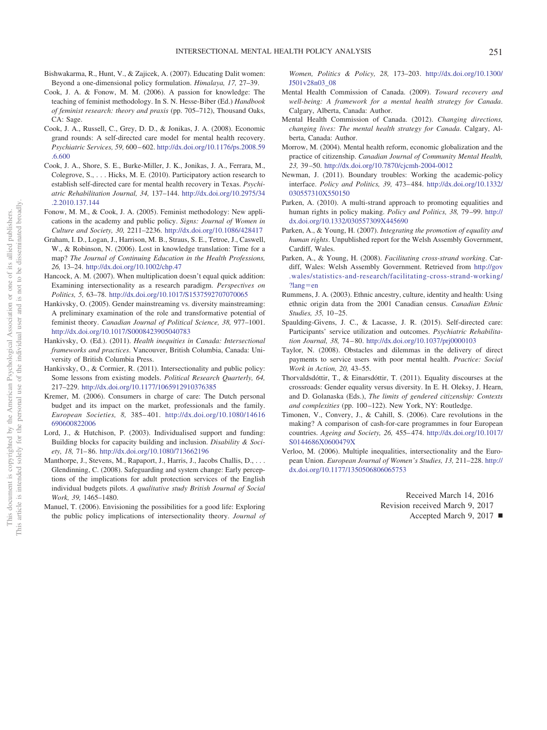Bishwakarma, R., Hunt, V., & Zajicek, A. (2007). Educating Dalit women: Beyond a one-dimensional policy formulation. *Himalaya, 17,* 27–39.

Cook, J. A. & Fonow, M. M. (2006). A passion for knowledge: The teaching of feminist methodology. In S. N. Hesse-Biber (Ed.) *Handbook of feminist research: theory and praxis* (pp. 705–712), Thousand Oaks, CA: Sage.

Cook, J. A., Russell, C., Grey, D. D., & Jonikas, J. A. (2008). Economic grand rounds: A self-directed care model for mental health recovery. *Psychiatric Services, 59,* 600–602. http://dx.doi.org/10.1176/ps.2008.59.6.600

Cook, J. A., Shore, S. E., Burke-Miller, J. K., Jonikas, J. A., Ferrara, M., Colegrove, S., . . . Hicks, M. E. (2010). Participatory action research to establish self-directed care for mental health recovery in Texas. *Psychiatric Rehabilitation Journal, 34,* 137–144. http://dx.doi.org/10.2975/34.2.2010.137.144

Fonow, M. M., & Cook, J. A. (2005). Feminist methodology: New applications in the academy and public policy. *Signs: Journal of Women in Culture and Society, 30,* 2211–2236. http://dx.doi.org/10.1086/428417

Graham, I. D., Logan, J., Harrison, M. B., Straus, S. E., Tetroe, J., Caswell, W., & Robinson, N. (2006). Lost in knowledge translation: Time for a map? *The Journal of Continuing Education in the Health Professions, 26,* 13–24. http://dx.doi.org/10.1002/chp.47

Hancock, A. M. (2007). When multiplication doesn't equal quick addition: Examining intersectionality as a research paradigm. *Perspectives on Politics, 5,* 63–78. http://dx.doi.org/10.1017/S1537592707070065

Hankivsky, O. (2005). Gender mainstreaming vs. diversity mainstreaming: A preliminary examination of the role and transformative potential of feminist theory. *Canadian Journal of Political Science, 38,* 977–1001. http://dx.doi.org/10.1017/S0008423905040783

Hankivsky, O. (Ed.). (2011). *Health inequities in Canada: Intersectional frameworks and practices*. Vancouver, British Columbia, Canada: University of British Columbia Press.

Hankivsky, O., & Cormier, R. (2011). Intersectionality and public policy: Some lessons from existing models. *Political Research Quarterly, 64,* 217–229. http://dx.doi.org/10.1177/1065912910376385

Kremer, M. (2006). Consumers in charge of care: The Dutch personal budget and its impact on the market, professionals and the family. *European Societies, 8,* 385–401. http://dx.doi.org/10.1080/14616690600822006

Lord, J., & Hutchison, P. (2003). Individualised support and funding: Building blocks for capacity building and inclusion. *Disability & Society, 18,* 71–86. http://dx.doi.org/10.1080/713662196

Manthorpe, J., Stevens, M., Rapaport, J., Harris, J., Jacobs Challis, D., . . . Glendinning, C. (2008). Safeguarding and system change: Early perceptions of the implications for adult protection services of the English individual budgets pilots. *A qualitative study British Journal of Social Work, 39,* 1465–1480.

Manuel, T. (2006). Envisioning the possibilities for a good life: Exploring the public policy implications of intersectionality theory. *Journal of Women, Politics & Policy, 28,* 173–203. http://dx.doi.org/10.1300/J501v28n03_08

Mental Health Commission of Canada. (2009). *Toward recovery and well-being: A framework for a mental health strategy for Canada*. Calgary, Alberta, Canada: Author.

Mental Health Commission of Canada. (2012). *Changing directions, changing lives: The mental health strategy for Canada*. Calgary, Alberta, Canada: Author.

Morrow, M. (2004). Mental health reform, economic globalization and the practice of citizenship. *Canadian Journal of Community Mental Health, 23,* 39–50. http://dx.doi.org/10.7870/cjcmh-2004-0012

Newman, J. (2011). Boundary troubles: Working the academic-policy interface. *Policy and Politics, 39,* 473–484. http://dx.doi.org/10.1332/030557310X550150

Parken, A. (2010). A multi-strand approach to promoting equalities and human rights in policy making. *Policy and Politics, 38,* 79–99. http://dx.doi.org/10.1332/030557309X445690

Parken, A., & Young, H. (2007). *Integrating the promotion of equality and human rights*. Unpublished report for the Welsh Assembly Government, Cardiff, Wales.

Parken, A., & Young, H. (2008). *Facilitating cross-strand working*. Cardiff, Wales: Welsh Assembly Government. Retrieved from http://gov.wales/statistics-and-research/facilitating-cross-strand-working/?lang=en

Rummens, J. A. (2003). Ethnic ancestry, culture, identity and health: Using ethnic origin data from the 2001 Canadian census. *Canadian Ethnic Studies, 35,* 10–25.

Spaulding-Givens, J. C., & Lacasse, J. R. (2015). Self-directed care: Participants' service utilization and outcomes. *Psychiatric Rehabilitation Journal, 38,* 74–80. http://dx.doi.org/10.1037/prj0000103

Taylor, N. (2008). Obstacles and dilemmas in the delivery of direct payments to service users with poor mental health. *Practice: Social Work in Action, 20,* 43–55.

Thorvaldsdóttir, T., & Einarsdóttir, T. (2011). Equality discourses at the crossroads: Gender equality versus diversity. In E. H. Oleksy, J. Hearn, and D. Golanaska (Eds.), *The limits of gendered citizenship: Contexts and complexities* (pp. 100–122). New York, NY: Routledge.

Timonen, V., Convery, J., & Cahill, S. (2006). Care revolutions in the making? A comparison of cash-for-care programmes in four European countries. *Ageing and Society, 26,* 455–474. http://dx.doi.org/10.1017/S0144686X0600479X

Verloo, M. (2006). Multiple inequalities, intersectionality and the European Union. *European Journal of Women's Studies, 13,* 211–228. http://dx.doi.org/10.1177/1350506806065753

Received March 14, 2016
Revision received March 9, 2017
Accepted March 9, 2017 ■